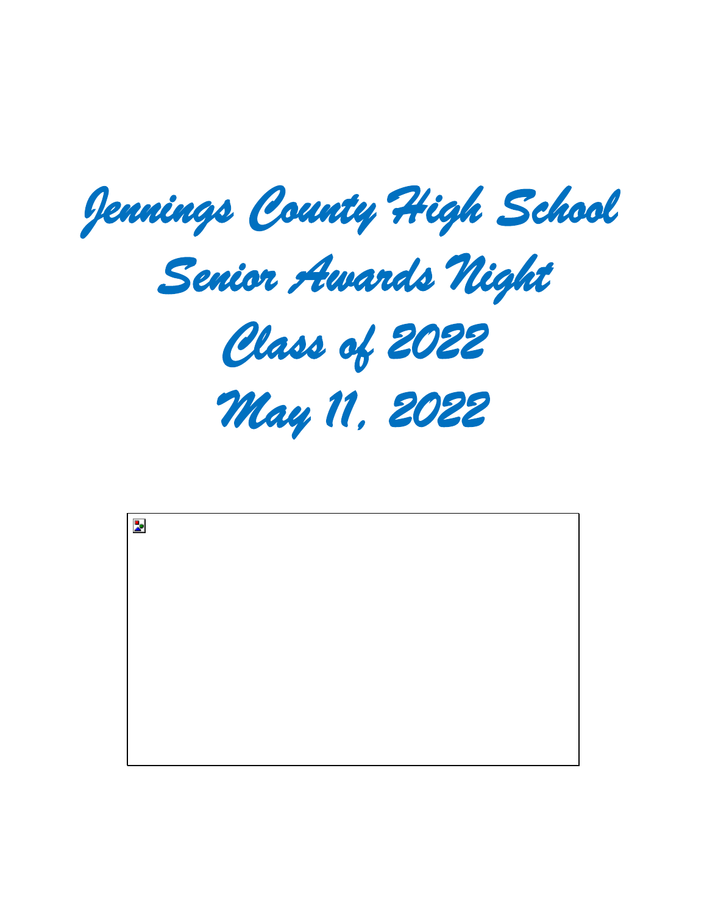# Jennings County High School

# Senior Awards Night

# Class of 2022

# May 11, 2022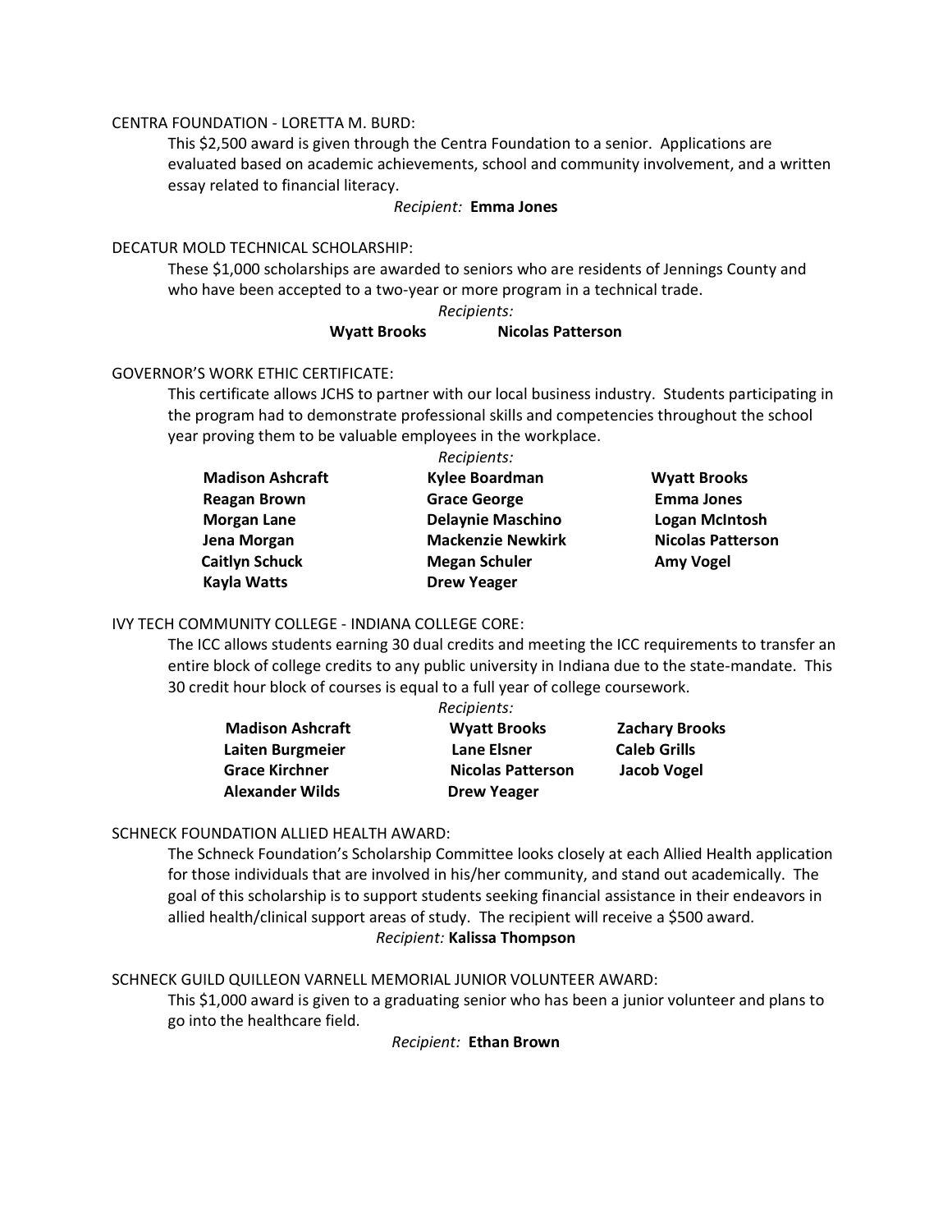CENTRA FOUNDATION - LORETTA M. BURD:

This $2,500 award is given through the Centra Foundation to a senior. Applications are evaluated based on academic achievements, school and community involvement, and a written essay related to financial literacy.

*Recipient:* **Emma Jones**

DECATUR MOLD TECHNICAL SCHOLARSHIP:

These $1,000 scholarships are awarded to seniors who are residents of Jennings County and who have been accepted to a two-year or more program in a technical trade.

*Recipients:*

**Wyatt Brooks** **Nicolas Patterson**

GOVERNOR'S WORK ETHIC CERTIFICATE:

This certificate allows JCHS to partner with our local business industry. Students participating in the program had to demonstrate professional skills and competencies throughout the school year proving them to be valuable employees in the workplace.

*Recipients:*

**Madison Ashcraft**
**Kylee Boardman**
**Wyatt Brooks**
**Reagan Brown**
**Grace George**
**Emma Jones**
**Morgan Lane**
**Delaynie Maschino**
**Logan McIntosh**
**Jena Morgan**
**Mackenzie Newkirk**
**Nicolas Patterson**
**Caitlyn Schuck**
**Megan Schuler**
**Amy Vogel**
**Kayla Watts**
**Drew Yeager**

IVY TECH COMMUNITY COLLEGE - INDIANA COLLEGE CORE:

The ICC allows students earning 30 dual credits and meeting the ICC requirements to transfer an entire block of college credits to any public university in Indiana due to the state-mandate. This 30 credit hour block of courses is equal to a full year of college coursework.

*Recipients:*

**Madison Ashcraft**
**Wyatt Brooks**
**Zachary Brooks**
**Laiten Burgmeier**
**Lane Elsner**
**Caleb Grills**
**Grace Kirchner**
**Nicolas Patterson**
**Jacob Vogel**
**Alexander Wilds**
**Drew Yeager**

SCHNECK FOUNDATION ALLIED HEALTH AWARD:

The Schneck Foundation's Scholarship Committee looks closely at each Allied Health application for those individuals that are involved in his/her community, and stand out academically. The goal of this scholarship is to support students seeking financial assistance in their endeavors in allied health/clinical support areas of study. The recipient will receive a $500 award.

*Recipient:* **Kalissa Thompson**

SCHNECK GUILD QUILLEON VARNELL MEMORIAL JUNIOR VOLUNTEER AWARD:

This $1,000 award is given to a graduating senior who has been a junior volunteer and plans to go into the healthcare field.

*Recipient:* **Ethan Brown**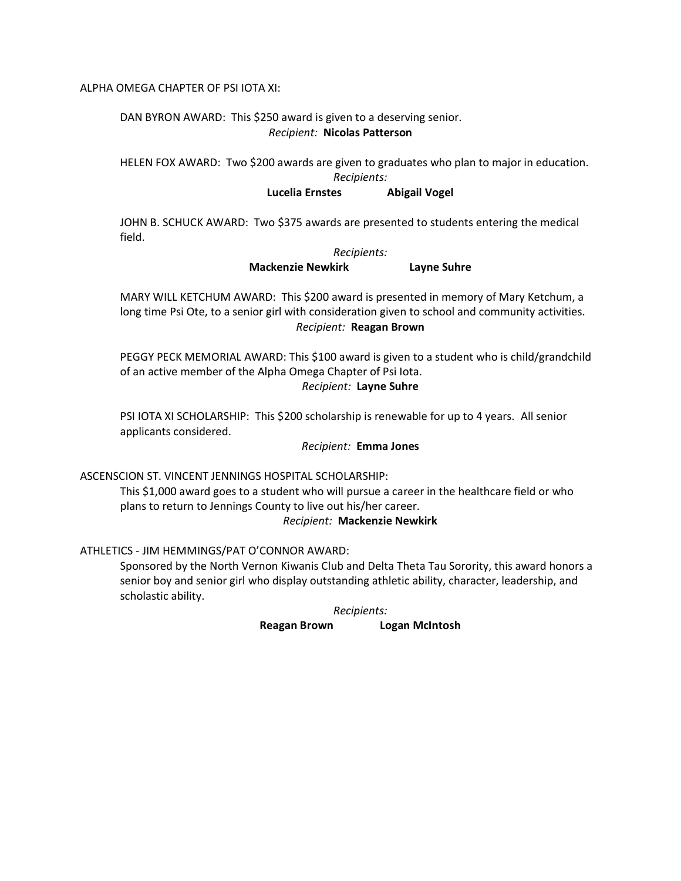ALPHA OMEGA CHAPTER OF PSI IOTA XI:

DAN BYRON AWARD: This $250 award is given to a deserving senior.

*Recipient:* **Nicolas Patterson**

HELEN FOX AWARD: Two $200 awards are given to graduates who plan to major in education.

*Recipients:*

**Lucelia Ernstes** **Abigail Vogel**

JOHN B. SCHUCK AWARD: Two $375 awards are presented to students entering the medical field.

*Recipients:*

**Mackenzie Newkirk** **Layne Suhre**

MARY WILL KETCHUM AWARD: This $200 award is presented in memory of Mary Ketchum, a long time Psi Ote, to a senior girl with consideration given to school and community activities.

*Recipient:* **Reagan Brown**

PEGGY PECK MEMORIAL AWARD: This $100 award is given to a student who is child/grandchild of an active member of the Alpha Omega Chapter of Psi Iota.

*Recipient:* **Layne Suhre**

PSI IOTA XI SCHOLARSHIP: This $200 scholarship is renewable for up to 4 years. All senior applicants considered.

*Recipient:* **Emma Jones**

ASCENSCION ST. VINCENT JENNINGS HOSPITAL SCHOLARSHIP:

This $1,000 award goes to a student who will pursue a career in the healthcare field or who plans to return to Jennings County to live out his/her career.

*Recipient:* **Mackenzie Newkirk**

ATHLETICS - JIM HEMMINGS/PAT O'CONNOR AWARD:

Sponsored by the North Vernon Kiwanis Club and Delta Theta Tau Sorority, this award honors a senior boy and senior girl who display outstanding athletic ability, character, leadership, and scholastic ability.

*Recipients:*

**Reagan Brown** **Logan McIntosh**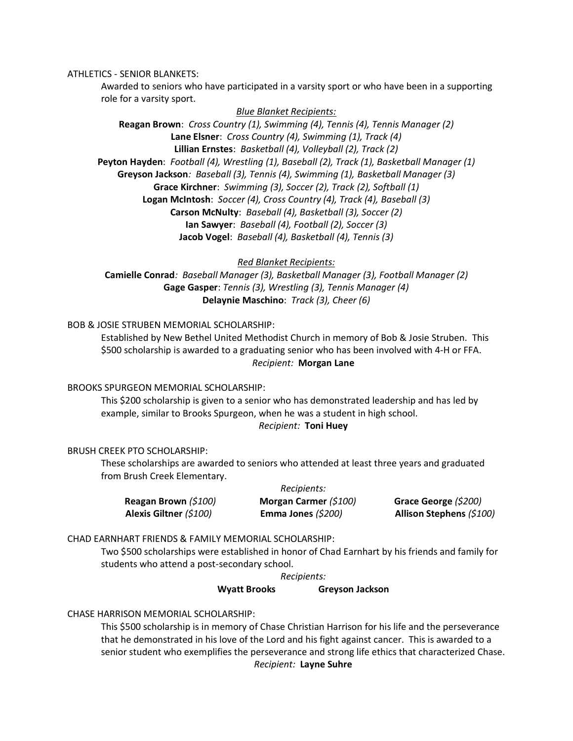ATHLETICS - SENIOR BLANKETS:

Awarded to seniors who have participated in a varsity sport or who have been in a supporting role for a varsity sport.

*Blue Blanket Recipients:*

**Reagan Brown**: *Cross Country (1), Swimming (4), Tennis (4), Tennis Manager (2)*
**Lane Elsner**: *Cross Country (4), Swimming (1), Track (4)*
**Lillian Ernstes**: *Basketball (4), Volleyball (2), Track (2)*
**Peyton Hayden**: *Football (4), Wrestling (1), Baseball (2), Track (1), Basketball Manager (1)*
**Greyson Jackson**: *Baseball (3), Tennis (4), Swimming (1), Basketball Manager (3)*
**Grace Kirchner**: *Swimming (3), Soccer (2), Track (2), Softball (1)*
**Logan McIntosh**: *Soccer (4), Cross Country (4), Track (4), Baseball (3)*
**Carson McNulty**: *Baseball (4), Basketball (3), Soccer (2)*
**Ian Sawyer**: *Baseball (4), Football (2), Soccer (3)*
**Jacob Vogel**: *Baseball (4), Basketball (4), Tennis (3)*

*Red Blanket Recipients:*

**Camielle Conrad**: *Baseball Manager (3), Basketball Manager (3), Football Manager (2)*
**Gage Gasper**: *Tennis (3), Wrestling (3), Tennis Manager (4)*
**Delaynie Maschino**: *Track (3), Cheer (6)*

BOB & JOSIE STRUBEN MEMORIAL SCHOLARSHIP:

Established by New Bethel United Methodist Church in memory of Bob & Josie Struben. This $500 scholarship is awarded to a graduating senior who has been involved with 4-H or FFA.

*Recipient:* **Morgan Lane**

BROOKS SPURGEON MEMORIAL SCHOLARSHIP:

This $200 scholarship is given to a senior who has demonstrated leadership and has led by example, similar to Brooks Spurgeon, when he was a student in high school.

*Recipient:* **Toni Huey**

BRUSH CREEK PTO SCHOLARSHIP:

These scholarships are awarded to seniors who attended at least three years and graduated from Brush Creek Elementary.

*Recipients:*

**Reagan Brown** *($100)* **Morgan Carmer** *($100)* **Grace George** *($200)*
**Alexis Giltner** *($100)* **Emma Jones** *($200)* **Allison Stephens** *($100)*

CHAD EARNHART FRIENDS & FAMILY MEMORIAL SCHOLARSHIP:

Two $500 scholarships were established in honor of Chad Earnhart by his friends and family for students who attend a post-secondary school.

*Recipients:*

**Wyatt Brooks** **Greyson Jackson**

CHASE HARRISON MEMORIAL SCHOLARSHIP:

This $500 scholarship is in memory of Chase Christian Harrison for his life and the perseverance that he demonstrated in his love of the Lord and his fight against cancer. This is awarded to a senior student who exemplifies the perseverance and strong life ethics that characterized Chase.

*Recipient:* **Layne Suhre**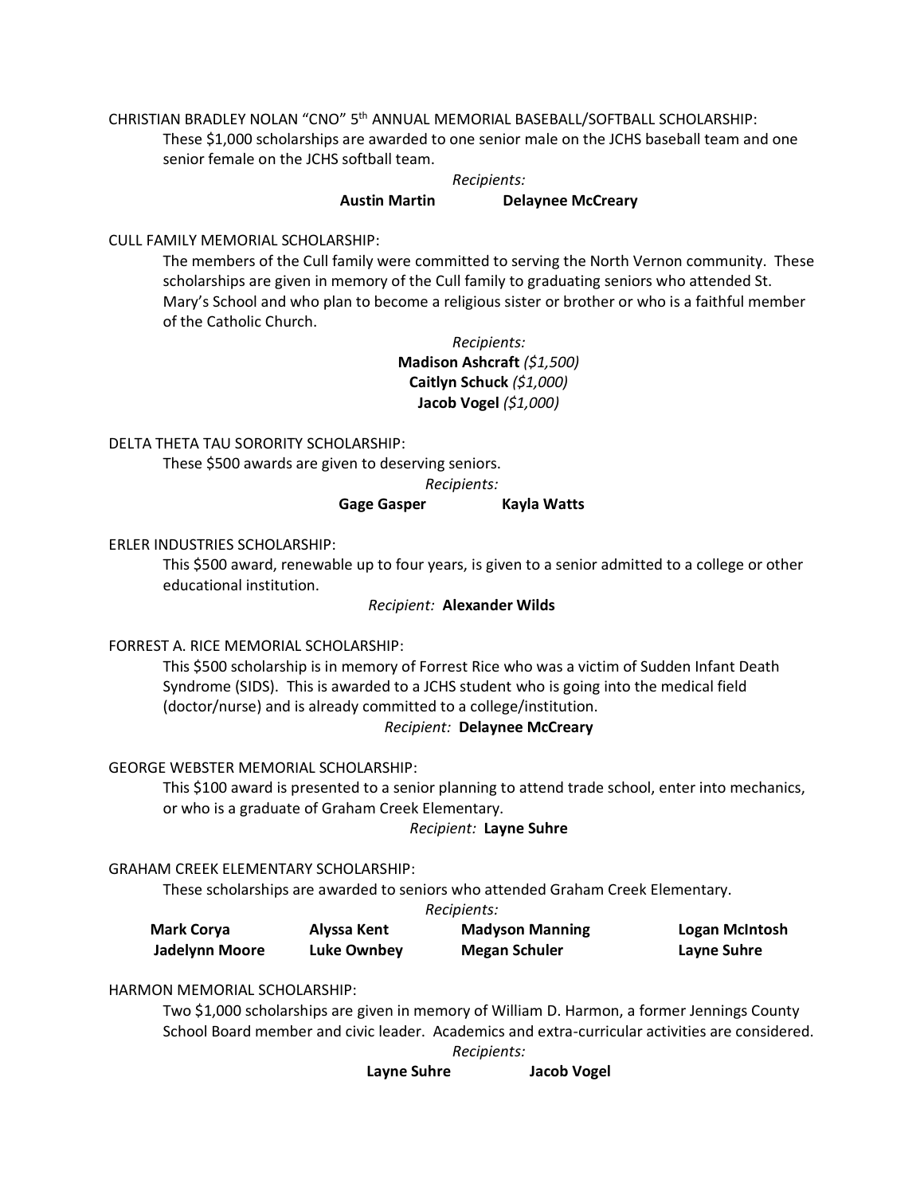CHRISTIAN BRADLEY NOLAN "CNO" 5th ANNUAL MEMORIAL BASEBALL/SOFTBALL SCHOLARSHIP:

These $1,000 scholarships are awarded to one senior male on the JCHS baseball team and one senior female on the JCHS softball team.

*Recipients:*

**Austin Martin** **Delaynee McCreary**

CULL FAMILY MEMORIAL SCHOLARSHIP:

The members of the Cull family were committed to serving the North Vernon community. These scholarships are given in memory of the Cull family to graduating seniors who attended St. Mary's School and who plan to become a religious sister or brother or who is a faithful member of the Catholic Church.

*Recipients:*

**Madison Ashcraft** *($1,500)*
**Caitlyn Schuck** *($1,000)*
**Jacob Vogel** *($1,000)*

DELTA THETA TAU SORORITY SCHOLARSHIP:

These $500 awards are given to deserving seniors.

*Recipients:*

**Gage Gasper** **Kayla Watts**

ERLER INDUSTRIES SCHOLARSHIP:

This $500 award, renewable up to four years, is given to a senior admitted to a college or other educational institution.

*Recipient:* **Alexander Wilds**

FORREST A. RICE MEMORIAL SCHOLARSHIP:

This $500 scholarship is in memory of Forrest Rice who was a victim of Sudden Infant Death Syndrome (SIDS). This is awarded to a JCHS student who is going into the medical field (doctor/nurse) and is already committed to a college/institution.

*Recipient:* **Delaynee McCreary**

GEORGE WEBSTER MEMORIAL SCHOLARSHIP:

This $100 award is presented to a senior planning to attend trade school, enter into mechanics, or who is a graduate of Graham Creek Elementary.

*Recipient:* **Layne Suhre**

GRAHAM CREEK ELEMENTARY SCHOLARSHIP:

These scholarships are awarded to seniors who attended Graham Creek Elementary.

*Recipients:*

| | | | |
|---|---|---|---|
| **Mark Corya** | **Alyssa Kent** | **Madyson Manning** | **Logan McIntosh** |
| **Jadelynn Moore** | **Luke Ownbey** | **Megan Schuler** | **Layne Suhre** |

HARMON MEMORIAL SCHOLARSHIP:

Two $1,000 scholarships are given in memory of William D. Harmon, a former Jennings County School Board member and civic leader. Academics and extra-curricular activities are considered.

*Recipients:*

**Layne Suhre** **Jacob Vogel**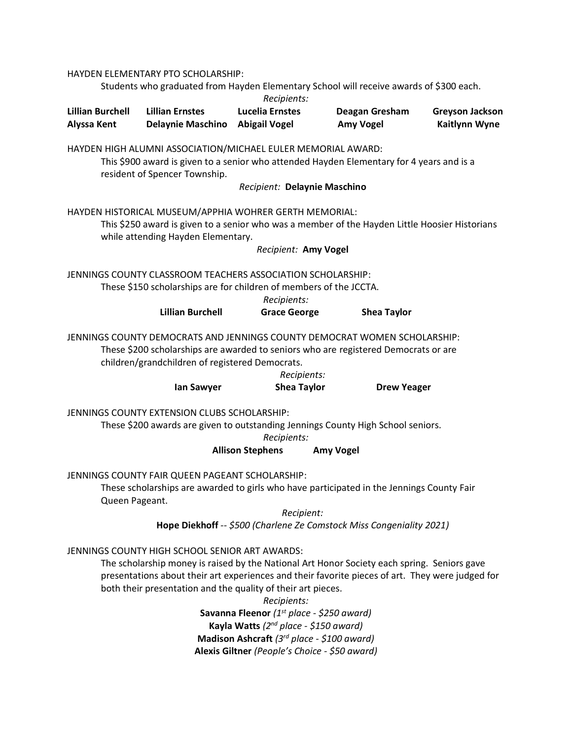HAYDEN ELEMENTARY PTO SCHOLARSHIP:

Students who graduated from Hayden Elementary School will receive awards of $300 each.

*Recipients:*

| | | | | |
|---|---|---|---|---|
| **Lillian Burchell** | **Lillian Ernstes** | **Lucelia Ernstes** | **Deagan Gresham** | **Greyson Jackson** |
| **Alyssa Kent** | **Delaynie Maschino** | **Abigail Vogel** | **Amy Vogel** | **Kaitlynn Wyne** |

HAYDEN HIGH ALUMNI ASSOCIATION/MICHAEL EULER MEMORIAL AWARD:

This $900 award is given to a senior who attended Hayden Elementary for 4 years and is a resident of Spencer Township.

*Recipient:* **Delaynie Maschino**

HAYDEN HISTORICAL MUSEUM/APPHIA WOHRER GERTH MEMORIAL:

This $250 award is given to a senior who was a member of the Hayden Little Hoosier Historians while attending Hayden Elementary.

*Recipient:* **Amy Vogel**

JENNINGS COUNTY CLASSROOM TEACHERS ASSOCIATION SCHOLARSHIP:

These $150 scholarships are for children of members of the JCCTA.

*Recipients:*

**Lillian Burchell** **Grace George** **Shea Taylor**

JENNINGS COUNTY DEMOCRATS AND JENNINGS COUNTY DEMOCRAT WOMEN SCHOLARSHIP:

These $200 scholarships are awarded to seniors who are registered Democrats or are children/grandchildren of registered Democrats.

*Recipients:*

**Ian Sawyer** **Shea Taylor** **Drew Yeager**

JENNINGS COUNTY EXTENSION CLUBS SCHOLARSHIP:

These $200 awards are given to outstanding Jennings County High School seniors.

*Recipients:*

**Allison Stephens** **Amy Vogel**

JENNINGS COUNTY FAIR QUEEN PAGEANT SCHOLARSHIP:

These scholarships are awarded to girls who have participated in the Jennings County Fair Queen Pageant.

*Recipient:*

**Hope Diekhoff** -- *$500 (Charlene Ze Comstock Miss Congeniality 2021)*

JENNINGS COUNTY HIGH SCHOOL SENIOR ART AWARDS:

The scholarship money is raised by the National Art Honor Society each spring. Seniors gave presentations about their art experiences and their favorite pieces of art. They were judged for both their presentation and the quality of their art pieces.

*Recipients:*

**Savanna Fleenor** *(1st place - $250 award)*
**Kayla Watts** *(2nd place - $150 award)*
**Madison Ashcraft** *(3rd place - $100 award)*
**Alexis Giltner** *(People's Choice - $50 award)*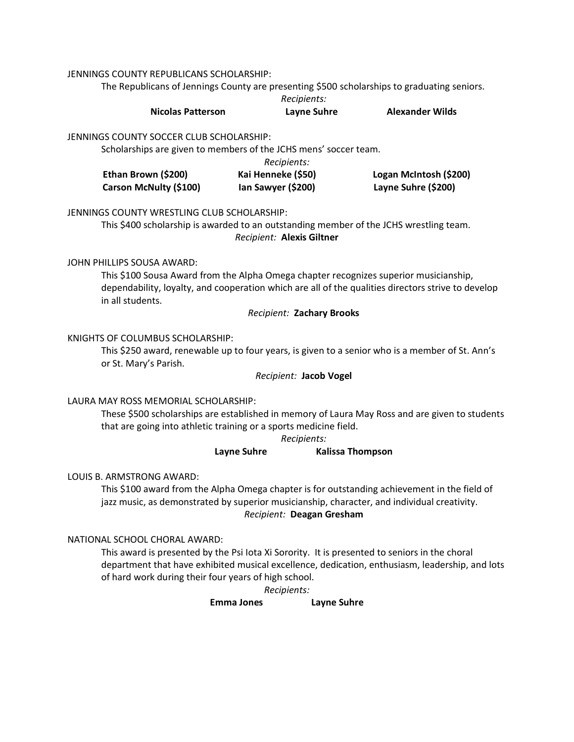JENNINGS COUNTY REPUBLICANS SCHOLARSHIP:

The Republicans of Jennings County are presenting $500 scholarships to graduating seniors.

*Recipients:*

**Nicolas Patterson** **Layne Suhre** **Alexander Wilds**

JENNINGS COUNTY SOCCER CLUB SCHOLARSHIP:

Scholarships are given to members of the JCHS mens' soccer team.

*Recipients:*

**Ethan Brown ($200)** **Kai Henneke ($50)** **Logan McIntosh ($200)**
**Carson McNulty ($100)** **Ian Sawyer ($200)** **Layne Suhre ($200)**

JENNINGS COUNTY WRESTLING CLUB SCHOLARSHIP:

This $400 scholarship is awarded to an outstanding member of the JCHS wrestling team.

*Recipient:* **Alexis Giltner**

JOHN PHILLIPS SOUSA AWARD:

This $100 Sousa Award from the Alpha Omega chapter recognizes superior musicianship, dependability, loyalty, and cooperation which are all of the qualities directors strive to develop in all students.

*Recipient:* **Zachary Brooks**

KNIGHTS OF COLUMBUS SCHOLARSHIP:

This $250 award, renewable up to four years, is given to a senior who is a member of St. Ann's or St. Mary's Parish.

*Recipient:* **Jacob Vogel**

LAURA MAY ROSS MEMORIAL SCHOLARSHIP:

These $500 scholarships are established in memory of Laura May Ross and are given to students that are going into athletic training or a sports medicine field.

*Recipients:*

**Layne Suhre** **Kalissa Thompson**

LOUIS B. ARMSTRONG AWARD:

This $100 award from the Alpha Omega chapter is for outstanding achievement in the field of jazz music, as demonstrated by superior musicianship, character, and individual creativity.

*Recipient:* **Deagan Gresham**

NATIONAL SCHOOL CHORAL AWARD:

This award is presented by the Psi Iota Xi Sorority. It is presented to seniors in the choral department that have exhibited musical excellence, dedication, enthusiasm, leadership, and lots of hard work during their four years of high school.

*Recipients:*

**Emma Jones** **Layne Suhre**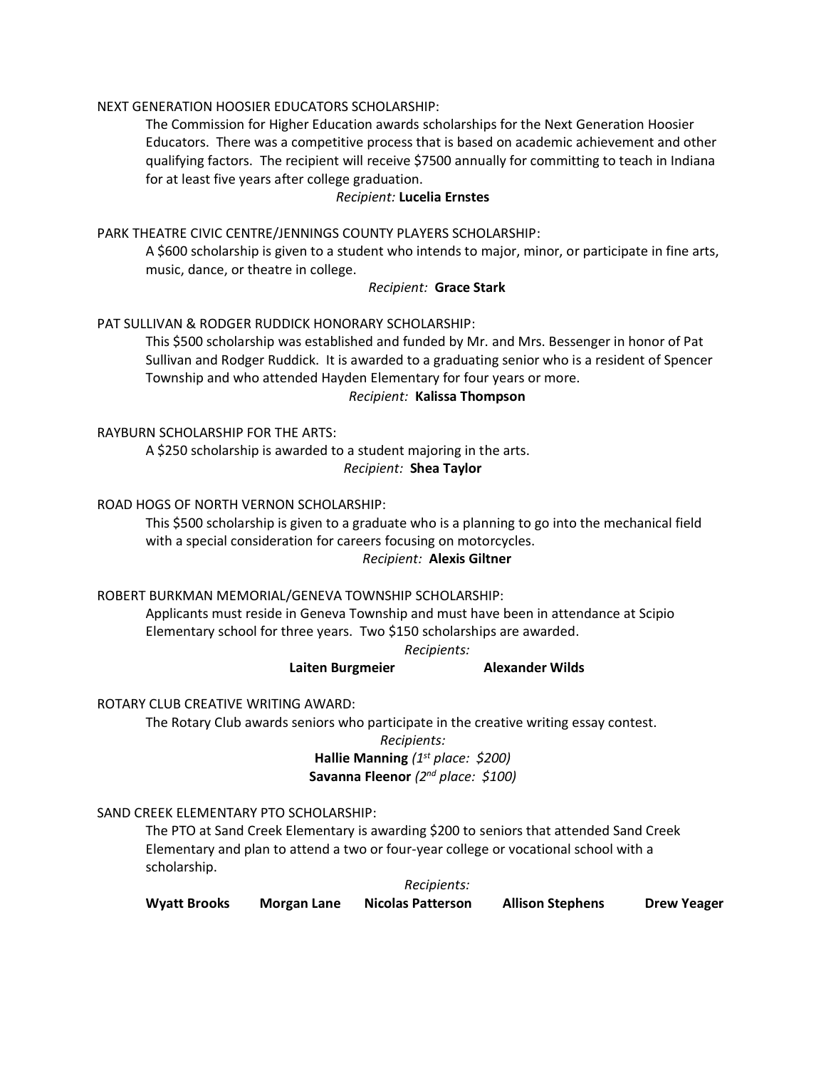NEXT GENERATION HOOSIER EDUCATORS SCHOLARSHIP:

The Commission for Higher Education awards scholarships for the Next Generation Hoosier Educators. There was a competitive process that is based on academic achievement and other qualifying factors. The recipient will receive $7500 annually for committing to teach in Indiana for at least five years after college graduation.

*Recipient:* **Lucelia Ernstes**

PARK THEATRE CIVIC CENTRE/JENNINGS COUNTY PLAYERS SCHOLARSHIP:

A $600 scholarship is given to a student who intends to major, minor, or participate in fine arts, music, dance, or theatre in college.

*Recipient:* **Grace Stark**

PAT SULLIVAN & RODGER RUDDICK HONORARY SCHOLARSHIP:

This $500 scholarship was established and funded by Mr. and Mrs. Bessenger in honor of Pat Sullivan and Rodger Ruddick. It is awarded to a graduating senior who is a resident of Spencer Township and who attended Hayden Elementary for four years or more.

*Recipient:* **Kalissa Thompson**

RAYBURN SCHOLARSHIP FOR THE ARTS:

A $250 scholarship is awarded to a student majoring in the arts.

*Recipient:* **Shea Taylor**

ROAD HOGS OF NORTH VERNON SCHOLARSHIP:

This $500 scholarship is given to a graduate who is a planning to go into the mechanical field with a special consideration for careers focusing on motorcycles.

*Recipient:* **Alexis Giltner**

ROBERT BURKMAN MEMORIAL/GENEVA TOWNSHIP SCHOLARSHIP:

Applicants must reside in Geneva Township and must have been in attendance at Scipio Elementary school for three years. Two $150 scholarships are awarded.

*Recipients:*

**Laiten Burgmeier** **Alexander Wilds**

ROTARY CLUB CREATIVE WRITING AWARD:

The Rotary Club awards seniors who participate in the creative writing essay contest.

*Recipients:*

**Hallie Manning** *(1st place: $200)*

**Savanna Fleenor** *(2nd place: $100)*

SAND CREEK ELEMENTARY PTO SCHOLARSHIP:

The PTO at Sand Creek Elementary is awarding $200 to seniors that attended Sand Creek Elementary and plan to attend a two or four-year college or vocational school with a scholarship.

*Recipients:*

**Wyatt Brooks** **Morgan Lane** **Nicolas Patterson** **Allison Stephens** **Drew Yeager**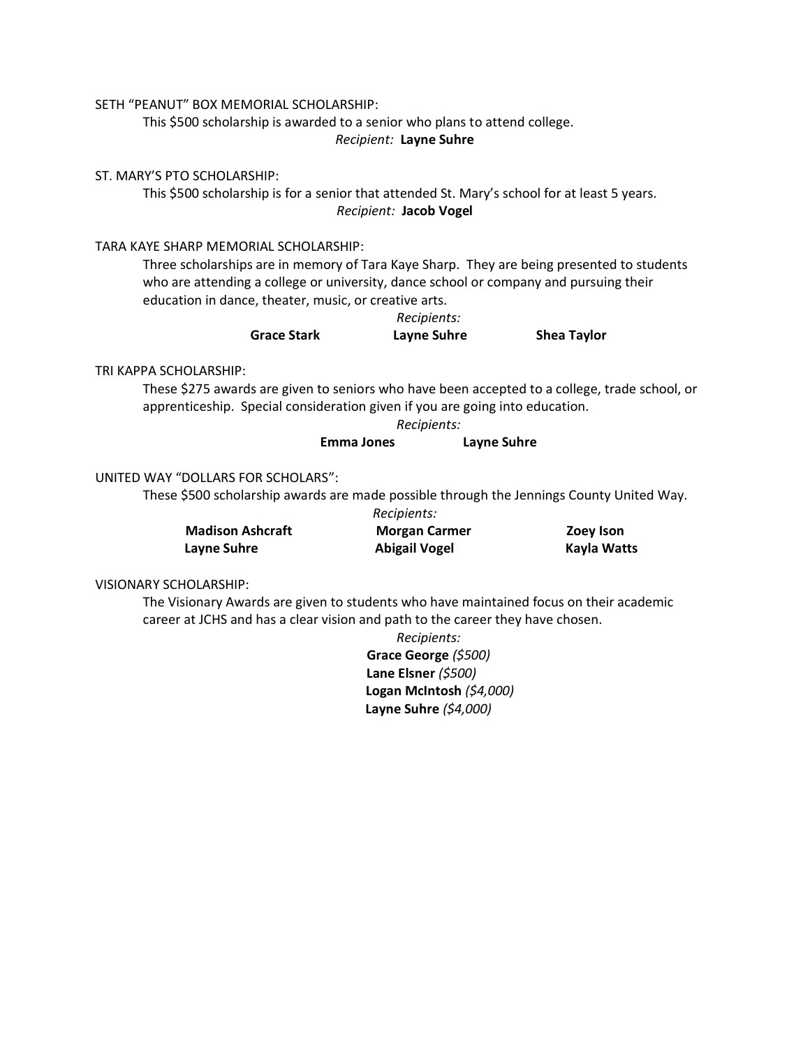SETH "PEANUT" BOX MEMORIAL SCHOLARSHIP:

This $500 scholarship is awarded to a senior who plans to attend college.

*Recipient:* **Layne Suhre**

ST. MARY'S PTO SCHOLARSHIP:

This $500 scholarship is for a senior that attended St. Mary's school for at least 5 years.

*Recipient:* **Jacob Vogel**

TARA KAYE SHARP MEMORIAL SCHOLARSHIP:

Three scholarships are in memory of Tara Kaye Sharp. They are being presented to students who are attending a college or university, dance school or company and pursuing their education in dance, theater, music, or creative arts.

*Recipients:*

**Grace Stark** **Layne Suhre** **Shea Taylor**

TRI KAPPA SCHOLARSHIP:

These $275 awards are given to seniors who have been accepted to a college, trade school, or apprenticeship. Special consideration given if you are going into education.

*Recipients:*

**Emma Jones** **Layne Suhre**

UNITED WAY "DOLLARS FOR SCHOLARS":

These $500 scholarship awards are made possible through the Jennings County United Way.

*Recipients:*

**Madison Ashcraft** **Morgan Carmer** **Zoey Ison**
**Layne Suhre** **Abigail Vogel** **Kayla Watts**

VISIONARY SCHOLARSHIP:

The Visionary Awards are given to students who have maintained focus on their academic career at JCHS and has a clear vision and path to the career they have chosen.

*Recipients:*

**Grace George** *($500)*
**Lane Elsner** *($500)*
**Logan McIntosh** *($4,000)*
**Layne Suhre** *($4,000)*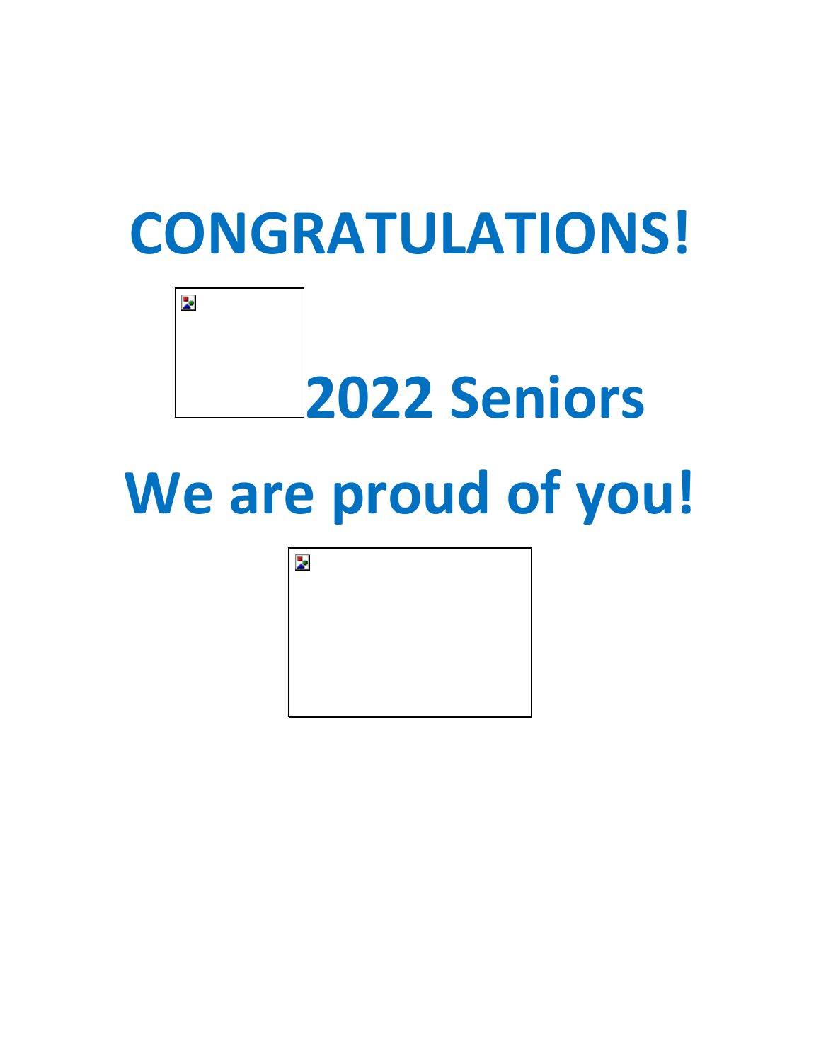# CONGRATULATIONS!

# 2022 Seniors

# We are proud of you!